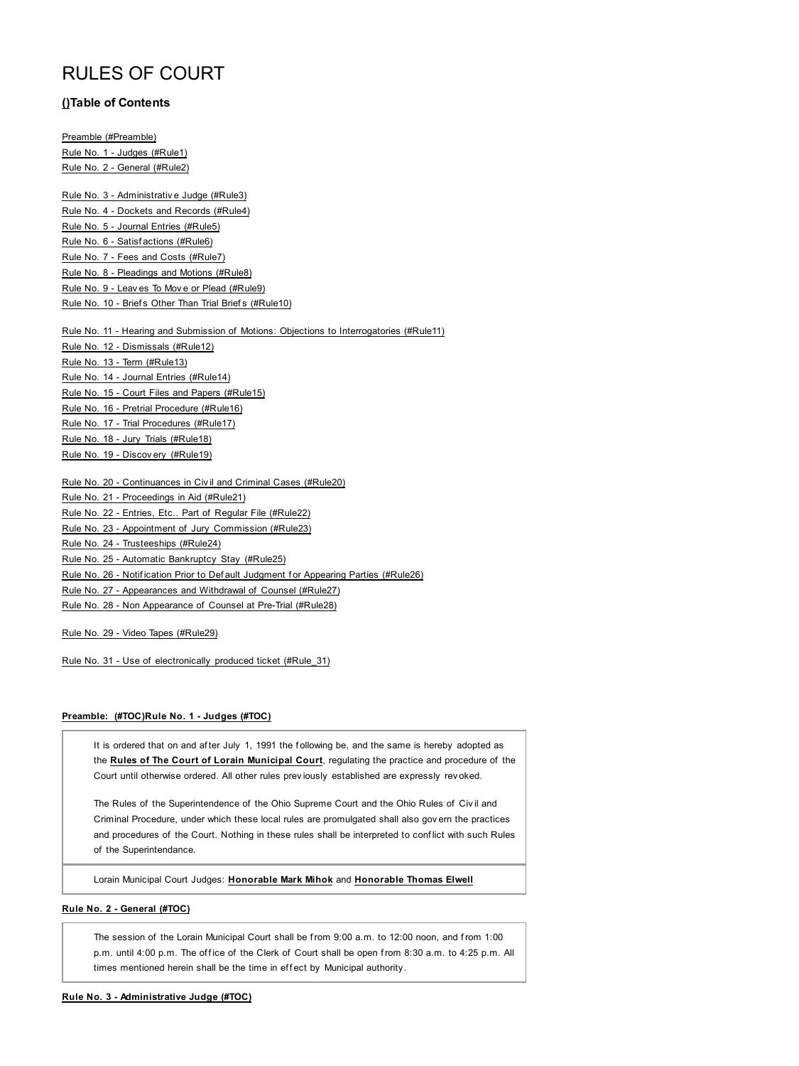# RULES OF COURT

### ()Table of Contents

Preamble (#Preamble)
Rule No. 1 - Judges (#Rule1)
Rule No. 2 - General (#Rule2)

Rule No. 3 - Administrative Judge (#Rule3)
Rule No. 4 - Dockets and Records (#Rule4)
Rule No. 5 - Journal Entries (#Rule5)
Rule No. 6 - Satisfactions (#Rule6)
Rule No. 7 - Fees and Costs (#Rule7)
Rule No. 8 - Pleadings and Motions (#Rule8)
Rule No. 9 - Leaves To Move or Plead (#Rule9)
Rule No. 10 - Briefs Other Than Trial Briefs (#Rule10)

Rule No. 11 - Hearing and Submission of Motions: Objections to Interrogatories (#Rule11)
Rule No. 12 - Dismissals (#Rule12)
Rule No. 13 - Term (#Rule13)
Rule No. 14 - Journal Entries (#Rule14)
Rule No. 15 - Court Files and Papers (#Rule15)
Rule No. 16 - Pretrial Procedure (#Rule16)
Rule No. 17 - Trial Procedures (#Rule17)
Rule No. 18 - Jury Trials (#Rule18)
Rule No. 19 - Discovery (#Rule19)

Rule No. 20 - Continuances in Civil and Criminal Cases (#Rule20)
Rule No. 21 - Proceedings in Aid (#Rule21)
Rule No. 22 - Entries, Etc.. Part of Regular File (#Rule22)
Rule No. 23 - Appointment of Jury Commission (#Rule23)
Rule No. 24 - Trusteeships (#Rule24)
Rule No. 25 - Automatic Bankruptcy Stay (#Rule25)
Rule No. 26 - Notification Prior to Default Judgment for Appearing Parties (#Rule26)
Rule No. 27 - Appearances and Withdrawal of Counsel (#Rule27)
Rule No. 28 - Non Appearance of Counsel at Pre-Trial (#Rule28)

Rule No. 29 - Video Tapes (#Rule29)

Rule No. 31 - Use of electronically produced ticket (#Rule_31)

**Preamble: (#TOC)Rule No. 1 - Judges (#TOC)**

It is ordered that on and after July 1, 1991 the following be, and the same is hereby adopted as the **Rules of The Court of Lorain Municipal Court**, regulating the practice and procedure of the Court until otherwise ordered. All other rules previously established are expressly revoked.

The Rules of the Superintendence of the Ohio Supreme Court and the Ohio Rules of Civil and Criminal Procedure, under which these local rules are promulgated shall also govern the practices and procedures of the Court. Nothing in these rules shall be interpreted to conflict with such Rules of the Superintendance.

Lorain Municipal Court Judges: **Honorable Mark Mihok** and **Honorable Thomas Elwell**

**Rule No. 2 - General (#TOC)**

The session of the Lorain Municipal Court shall be from 9:00 a.m. to 12:00 noon, and from 1:00 p.m. until 4:00 p.m. The office of the Clerk of Court shall be open from 8:30 a.m. to 4:25 p.m. All times mentioned herein shall be the time in effect by Municipal authority.

**Rule No. 3 - Administrative Judge (#TOC)**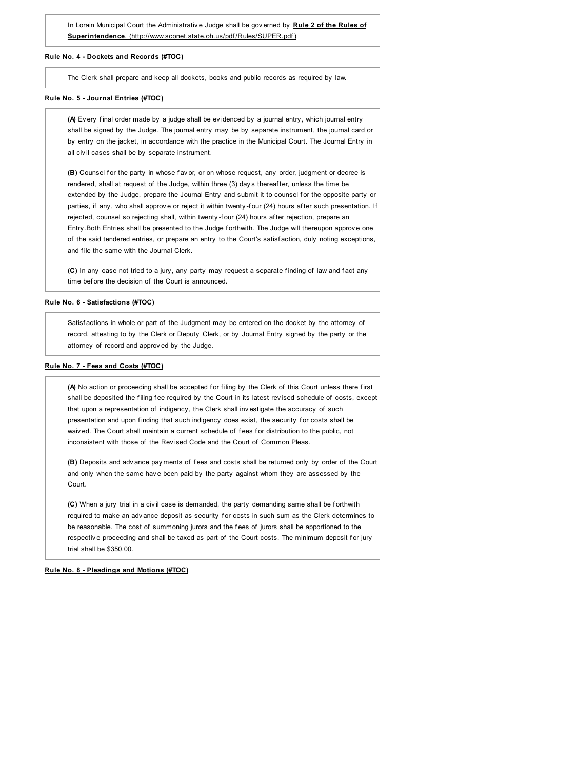In Lorain Municipal Court the Administrative Judge shall be governed by **Rule 2 of the Rules of Superintendence**. (http://www.sconet.state.oh.us/pdf/Rules/SUPER.pdf)

**Rule No. 4 - Dockets and Records (#TOC)**

The Clerk shall prepare and keep all dockets, books and public records as required by law.

**Rule No. 5 - Journal Entries (#TOC)**

**(A)** Every final order made by a judge shall be evidenced by a journal entry, which journal entry shall be signed by the Judge. The journal entry may be by separate instrument, the journal card or by entry on the jacket, in accordance with the practice in the Municipal Court. The Journal Entry in all civil cases shall be by separate instrument.

**(B)** Counsel for the party in whose favor, or on whose request, any order, judgment or decree is rendered, shall at request of the Judge, within three (3) days thereafter, unless the time be extended by the Judge, prepare the Journal Entry and submit it to counsel for the opposite party or parties, if any, who shall approve or reject it within twenty-four (24) hours after such presentation. If rejected, counsel so rejecting shall, within twenty-four (24) hours after rejection, prepare an Entry.Both Entries shall be presented to the Judge forthwith. The Judge will thereupon approve one of the said tendered entries, or prepare an entry to the Court's satisfaction, duly noting exceptions, and file the same with the Journal Clerk.

**(C)** In any case not tried to a jury, any party may request a separate finding of law and fact any time before the decision of the Court is announced.

**Rule No. 6 - Satisfactions (#TOC)**

Satisfactions in whole or part of the Judgment may be entered on the docket by the attorney of record, attesting to by the Clerk or Deputy Clerk, or by Journal Entry signed by the party or the attorney of record and approved by the Judge.

**Rule No. 7 - Fees and Costs (#TOC)**

**(A)** No action or proceeding shall be accepted for filing by the Clerk of this Court unless there first shall be deposited the filing fee required by the Court in its latest revised schedule of costs, except that upon a representation of indigency, the Clerk shall investigate the accuracy of such presentation and upon finding that such indigency does exist, the security for costs shall be waived. The Court shall maintain a current schedule of fees for distribution to the public, not inconsistent with those of the Revised Code and the Court of Common Pleas.

**(B)** Deposits and advance payments of fees and costs shall be returned only by order of the Court and only when the same have been paid by the party against whom they are assessed by the Court.

**(C)** When a jury trial in a civil case is demanded, the party demanding same shall be forthwith required to make an advance deposit as security for costs in such sum as the Clerk determines to be reasonable. The cost of summoning jurors and the fees of jurors shall be apportioned to the respective proceeding and shall be taxed as part of the Court costs. The minimum deposit for jury trial shall be $350.00.

**Rule No. 8 - Pleadings and Motions (#TOC)**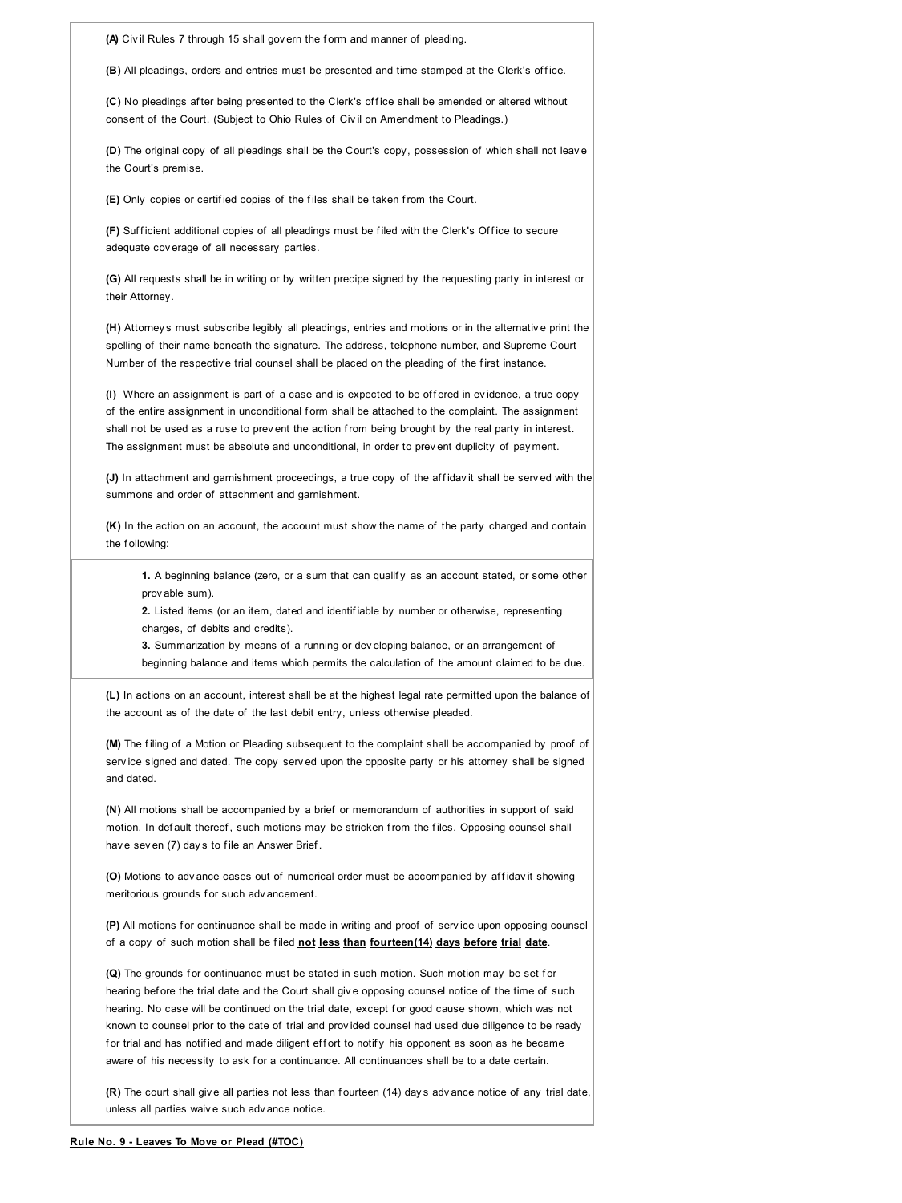**(A)** Civil Rules 7 through 15 shall govern the form and manner of pleading.

**(B)** All pleadings, orders and entries must be presented and time stamped at the Clerk's office.

**(C)** No pleadings after being presented to the Clerk's office shall be amended or altered without consent of the Court. (Subject to Ohio Rules of Civil on Amendment to Pleadings.)

**(D)** The original copy of all pleadings shall be the Court's copy, possession of which shall not leave the Court's premise.

**(E)** Only copies or certified copies of the files shall be taken from the Court.

**(F)** Sufficient additional copies of all pleadings must be filed with the Clerk's Office to secure adequate coverage of all necessary parties.

**(G)** All requests shall be in writing or by written precipe signed by the requesting party in interest or their Attorney.

**(H)** Attorneys must subscribe legibly all pleadings, entries and motions or in the alternative print the spelling of their name beneath the signature. The address, telephone number, and Supreme Court Number of the respective trial counsel shall be placed on the pleading of the first instance.

**(I)** Where an assignment is part of a case and is expected to be offered in evidence, a true copy of the entire assignment in unconditional form shall be attached to the complaint. The assignment shall not be used as a ruse to prevent the action from being brought by the real party in interest. The assignment must be absolute and unconditional, in order to prevent duplicity of payment.

**(J)** In attachment and garnishment proceedings, a true copy of the affidavit shall be served with the summons and order of attachment and garnishment.

**(K)** In the action on an account, the account must show the name of the party charged and contain the following:

**1.** A beginning balance (zero, or a sum that can qualify as an account stated, or some other provable sum).
**2.** Listed items (or an item, dated and identifiable by number or otherwise, representing charges, of debits and credits).
**3.** Summarization by means of a running or developing balance, or an arrangement of beginning balance and items which permits the calculation of the amount claimed to be due.

**(L)** In actions on an account, interest shall be at the highest legal rate permitted upon the balance of the account as of the date of the last debit entry, unless otherwise pleaded.

**(M)** The filing of a Motion or Pleading subsequent to the complaint shall be accompanied by proof of service signed and dated. The copy served upon the opposite party or his attorney shall be signed and dated.

**(N)** All motions shall be accompanied by a brief or memorandum of authorities in support of said motion. In default thereof, such motions may be stricken from the files. Opposing counsel shall have seven (7) days to file an Answer Brief.

**(O)** Motions to advance cases out of numerical order must be accompanied by affidavit showing meritorious grounds for such advancement.

**(P)** All motions for continuance shall be made in writing and proof of service upon opposing counsel of a copy of such motion shall be filed **not less than fourteen(14) days before trial date**.

**(Q)** The grounds for continuance must be stated in such motion. Such motion may be set for hearing before the trial date and the Court shall give opposing counsel notice of the time of such hearing. No case will be continued on the trial date, except for good cause shown, which was not known to counsel prior to the date of trial and provided counsel had used due diligence to be ready for trial and has notified and made diligent effort to notify his opponent as soon as he became aware of his necessity to ask for a continuance. All continuances shall be to a date certain.

**(R)** The court shall give all parties not less than fourteen (14) days advance notice of any trial date, unless all parties waive such advance notice.

**Rule No. 9 - Leaves To Move or Plead (#TOC)**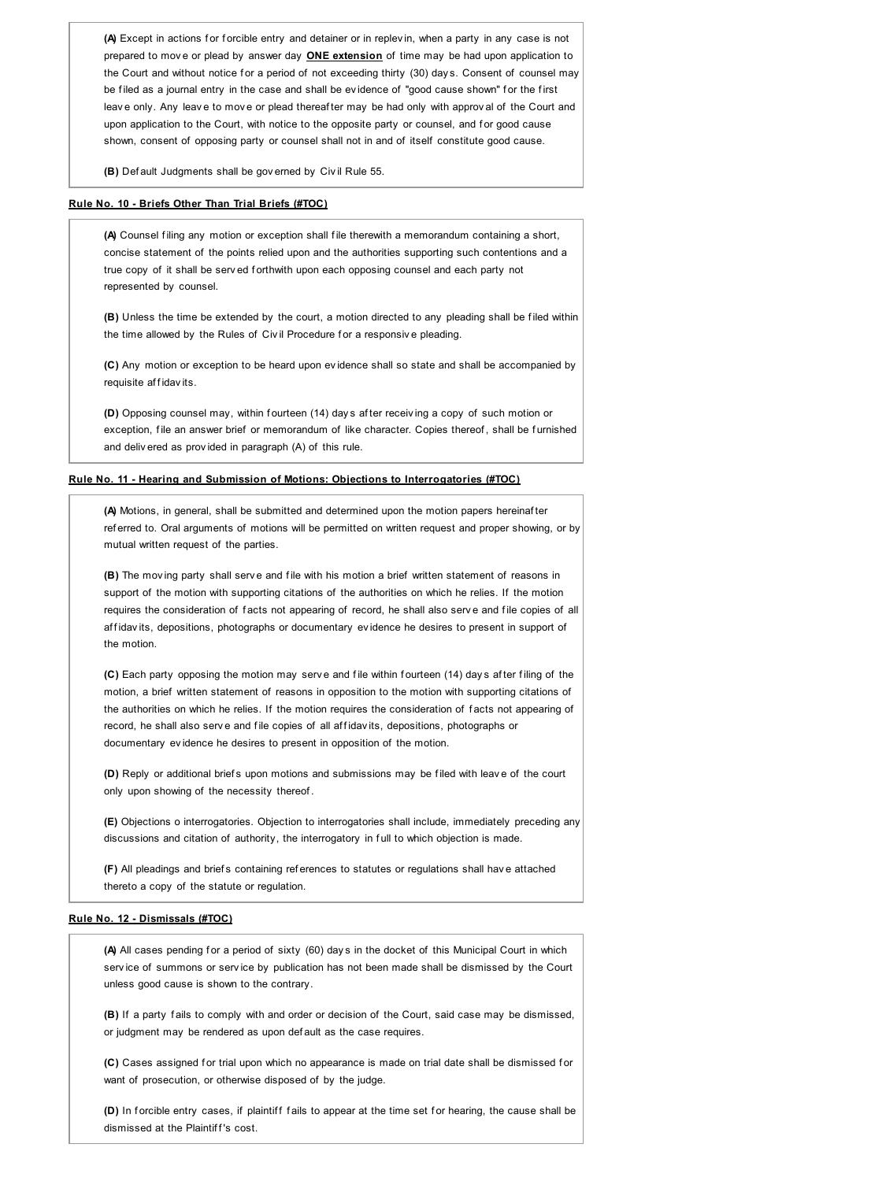**(A)** Except in actions for forcible entry and detainer or in replevin, when a party in any case is not prepared to move or plead by answer day **ONE extension** of time may be had upon application to the Court and without notice for a period of not exceeding thirty (30) days. Consent of counsel may be filed as a journal entry in the case and shall be evidence of "good cause shown" for the first leave only. Any leave to move or plead thereafter may be had only with approval of the Court and upon application to the Court, with notice to the opposite party or counsel, and for good cause shown, consent of opposing party or counsel shall not in and of itself constitute good cause.

**(B)** Default Judgments shall be governed by Civil Rule 55.

## Rule No. 10 - Briefs Other Than Trial Briefs (#TOC)

**(A)** Counsel filing any motion or exception shall file therewith a memorandum containing a short, concise statement of the points relied upon and the authorities supporting such contentions and a true copy of it shall be served forthwith upon each opposing counsel and each party not represented by counsel.

**(B)** Unless the time be extended by the court, a motion directed to any pleading shall be filed within the time allowed by the Rules of Civil Procedure for a responsive pleading.

**(C)** Any motion or exception to be heard upon evidence shall so state and shall be accompanied by requisite affidavits.

**(D)** Opposing counsel may, within fourteen (14) days after receiving a copy of such motion or exception, file an answer brief or memorandum of like character. Copies thereof, shall be furnished and delivered as provided in paragraph (A) of this rule.

## Rule No. 11 - Hearing and Submission of Motions: Objections to Interrogatories (#TOC)

**(A)** Motions, in general, shall be submitted and determined upon the motion papers hereinafter referred to. Oral arguments of motions will be permitted on written request and proper showing, or by mutual written request of the parties.

**(B)** The moving party shall serve and file with his motion a brief written statement of reasons in support of the motion with supporting citations of the authorities on which he relies. If the motion requires the consideration of facts not appearing of record, he shall also serve and file copies of all affidavits, depositions, photographs or documentary evidence he desires to present in support of the motion.

**(C)** Each party opposing the motion may serve and file within fourteen (14) days after filing of the motion, a brief written statement of reasons in opposition to the motion with supporting citations of the authorities on which he relies. If the motion requires the consideration of facts not appearing of record, he shall also serve and file copies of all affidavits, depositions, photographs or documentary evidence he desires to present in opposition of the motion.

**(D)** Reply or additional briefs upon motions and submissions may be filed with leave of the court only upon showing of the necessity thereof.

**(E)** Objections o interrogatories. Objection to interrogatories shall include, immediately preceding any discussions and citation of authority, the interrogatory in full to which objection is made.

**(F)** All pleadings and briefs containing references to statutes or regulations shall have attached thereto a copy of the statute or regulation.

## Rule No. 12 - Dismissals (#TOC)

**(A)** All cases pending for a period of sixty (60) days in the docket of this Municipal Court in which service of summons or service by publication has not been made shall be dismissed by the Court unless good cause is shown to the contrary.

**(B)** If a party fails to comply with and order or decision of the Court, said case may be dismissed, or judgment may be rendered as upon default as the case requires.

**(C)** Cases assigned for trial upon which no appearance is made on trial date shall be dismissed for want of prosecution, or otherwise disposed of by the judge.

**(D)** In forcible entry cases, if plaintiff fails to appear at the time set for hearing, the cause shall be dismissed at the Plaintiff's cost.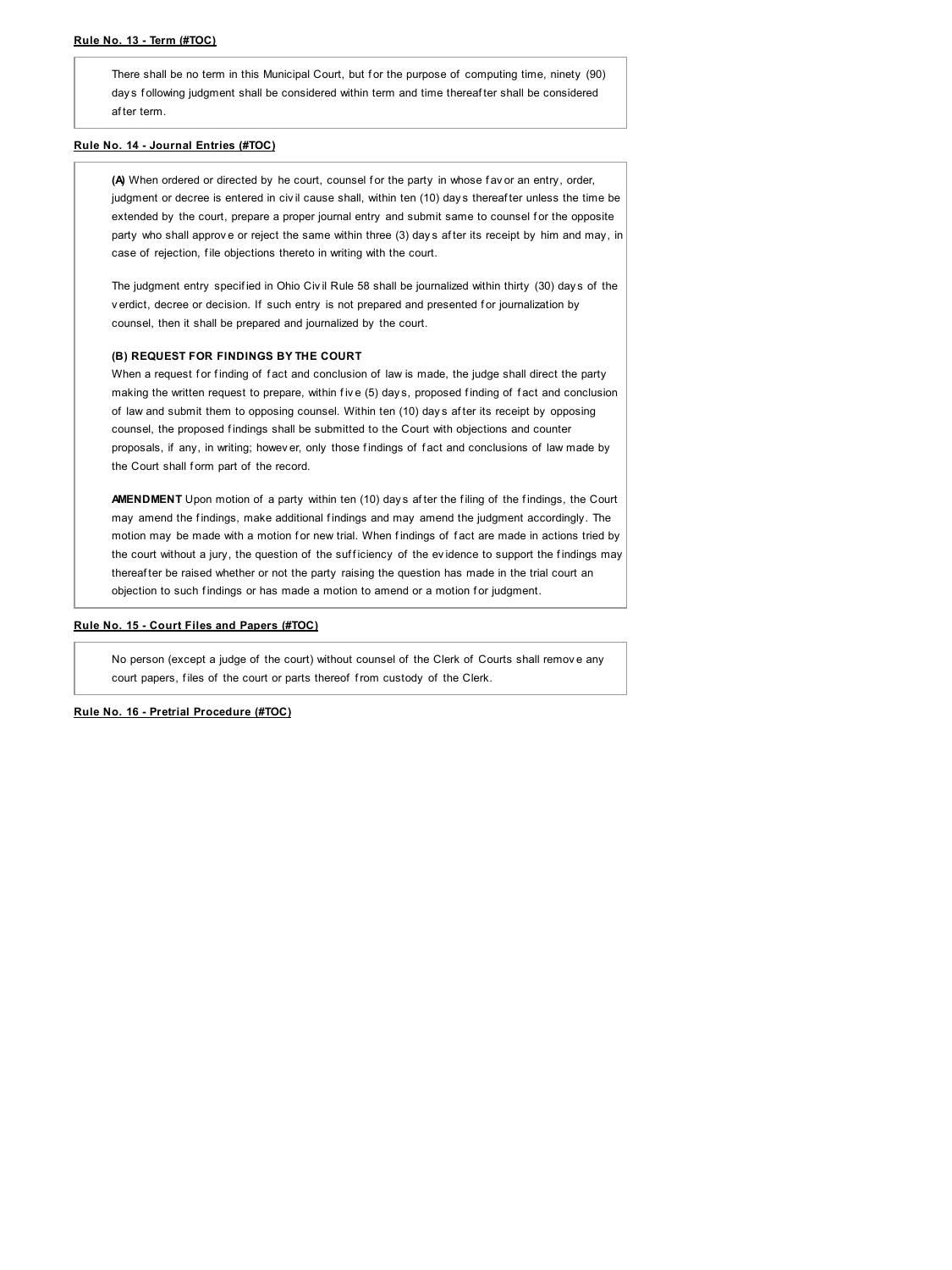**Rule No. 13 - Term (#TOC)**

There shall be no term in this Municipal Court, but for the purpose of computing time, ninety (90) days following judgment shall be considered within term and time thereafter shall be considered after term.

**Rule No. 14 - Journal Entries (#TOC)**

**(A)** When ordered or directed by he court, counsel for the party in whose favor an entry, order, judgment or decree is entered in civil cause shall, within ten (10) days thereafter unless the time be extended by the court, prepare a proper journal entry and submit same to counsel for the opposite party who shall approve or reject the same within three (3) days after its receipt by him and may, in case of rejection, file objections thereto in writing with the court.

The judgment entry specified in Ohio Civil Rule 58 shall be journalized within thirty (30) days of the verdict, decree or decision. If such entry is not prepared and presented for journalization by counsel, then it shall be prepared and journalized by the court.

**(B) REQUEST FOR FINDINGS BY THE COURT**

When a request for finding of fact and conclusion of law is made, the judge shall direct the party making the written request to prepare, within five (5) days, proposed finding of fact and conclusion of law and submit them to opposing counsel. Within ten (10) days after its receipt by opposing counsel, the proposed findings shall be submitted to the Court with objections and counter proposals, if any, in writing; however, only those findings of fact and conclusions of law made by the Court shall form part of the record.

**AMENDMENT** Upon motion of a party within ten (10) days after the filing of the findings, the Court may amend the findings, make additional findings and may amend the judgment accordingly. The motion may be made with a motion for new trial. When findings of fact are made in actions tried by the court without a jury, the question of the sufficiency of the evidence to support the findings may thereafter be raised whether or not the party raising the question has made in the trial court an objection to such findings or has made a motion to amend or a motion for judgment.

**Rule No. 15 - Court Files and Papers (#TOC)**

No person (except a judge of the court) without counsel of the Clerk of Courts shall remove any court papers, files of the court or parts thereof from custody of the Clerk.

**Rule No. 16 - Pretrial Procedure (#TOC)**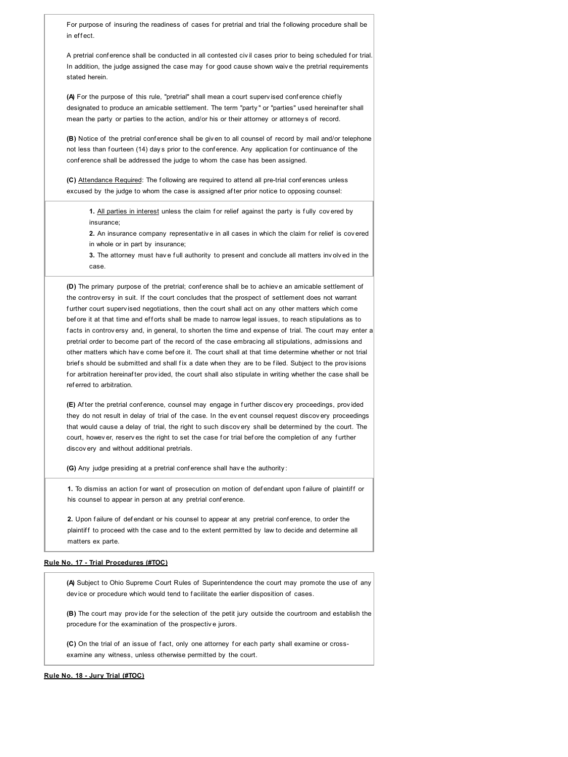For purpose of insuring the readiness of cases for pretrial and trial the following procedure shall be in effect.

A pretrial conference shall be conducted in all contested civil cases prior to being scheduled for trial. In addition, the judge assigned the case may for good cause shown waive the pretrial requirements stated herein.

**(A)** For the purpose of this rule, "pretrial" shall mean a court supervised conference chiefly designated to produce an amicable settlement. The term "party" or "parties" used hereinafter shall mean the party or parties to the action, and/or his or their attorney or attorneys of record.

**(B)** Notice of the pretrial conference shall be given to all counsel of record by mail and/or telephone not less than fourteen (14) days prior to the conference. Any application for continuance of the conference shall be addressed the judge to whom the case has been assigned.

**(C)** Attendance Required: The following are required to attend all pre-trial conferences unless excused by the judge to whom the case is assigned after prior notice to opposing counsel:

> **1.** All parties in interest unless the claim for relief against the party is fully covered by insurance;
> **2.** An insurance company representative in all cases in which the claim for relief is covered in whole or in part by insurance;
> **3.** The attorney must have full authority to present and conclude all matters involved in the case.

**(D)** The primary purpose of the pretrial; conference shall be to achieve an amicable settlement of the controversy in suit. If the court concludes that the prospect of settlement does not warrant further court supervised negotiations, then the court shall act on any other matters which come before it at that time and efforts shall be made to narrow legal issues, to reach stipulations as to facts in controversy and, in general, to shorten the time and expense of trial. The court may enter a pretrial order to become part of the record of the case embracing all stipulations, admissions and other matters which have come before it. The court shall at that time determine whether or not trial briefs should be submitted and shall fix a date when they are to be filed. Subject to the provisions for arbitration hereinafter provided, the court shall also stipulate in writing whether the case shall be referred to arbitration.

**(E)** After the pretrial conference, counsel may engage in further discovery proceedings, provided they do not result in delay of trial of the case. In the event counsel request discovery proceedings that would cause a delay of trial, the right to such discovery shall be determined by the court. The court, however, reserves the right to set the case for trial before the completion of any further discovery and without additional pretrials.

**(G)** Any judge presiding at a pretrial conference shall have the authority:

> **1.** To dismiss an action for want of prosecution on motion of defendant upon failure of plaintiff or his counsel to appear in person at any pretrial conference.
>
> **2.** Upon failure of defendant or his counsel to appear at any pretrial conference, to order the plaintiff to proceed with the case and to the extent permitted by law to decide and determine all matters ex parte.

**Rule No. 17 - Trial Procedures (#TOC)**

**(A)** Subject to Ohio Supreme Court Rules of Superintendence the court may promote the use of any device or procedure which would tend to facilitate the earlier disposition of cases.

**(B)** The court may provide for the selection of the petit jury outside the courtroom and establish the procedure for the examination of the prospective jurors.

**(C)** On the trial of an issue of fact, only one attorney for each party shall examine or cross-examine any witness, unless otherwise permitted by the court.

**Rule No. 18 - Jury Trial (#TOC)**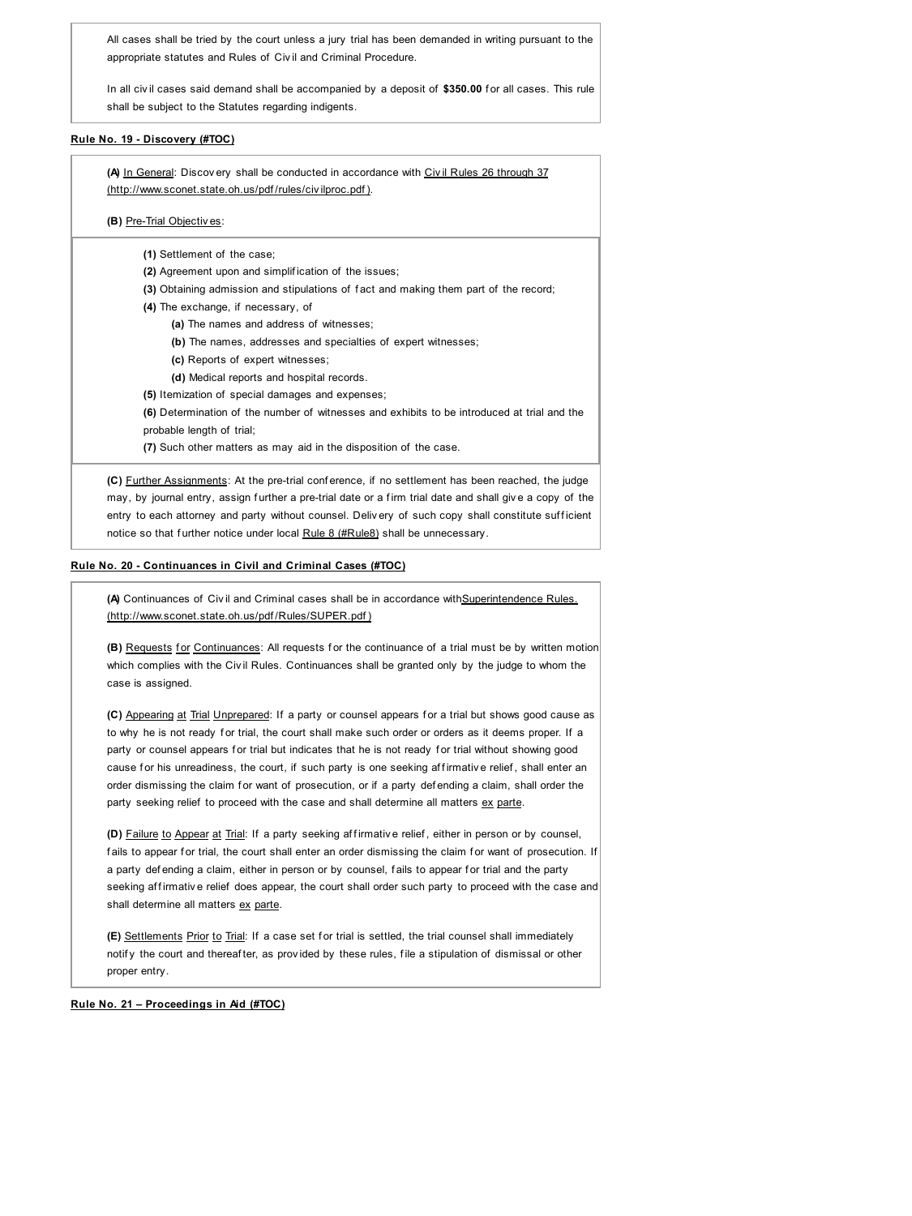All cases shall be tried by the court unless a jury trial has been demanded in writing pursuant to the appropriate statutes and Rules of Civil and Criminal Procedure.

In all civil cases said demand shall be accompanied by a deposit of **$350.00** for all cases. This rule shall be subject to the Statutes regarding indigents.

**Rule No. 19 - Discovery (#TOC)**

**(A)** In General: Discovery shall be conducted in accordance with Civil Rules 26 through 37 (http://www.sconet.state.oh.us/pdf/rules/civilproc.pdf).

**(B)** Pre-Trial Objectives:

- **(1)** Settlement of the case;
- **(2)** Agreement upon and simplification of the issues;
- **(3)** Obtaining admission and stipulations of fact and making them part of the record;
- **(4)** The exchange, if necessary, of
  - **(a)** The names and address of witnesses;
  - **(b)** The names, addresses and specialties of expert witnesses;
  - **(c)** Reports of expert witnesses;
  - **(d)** Medical reports and hospital records.
- **(5)** Itemization of special damages and expenses;
- **(6)** Determination of the number of witnesses and exhibits to be introduced at trial and the probable length of trial;
- **(7)** Such other matters as may aid in the disposition of the case.

**(C)** Further Assignments: At the pre-trial conference, if no settlement has been reached, the judge may, by journal entry, assign further a pre-trial date or a firm trial date and shall give a copy of the entry to each attorney and party without counsel. Delivery of such copy shall constitute sufficient notice so that further notice under local Rule 8 (#Rule8) shall be unnecessary.

**Rule No. 20 - Continuances in Civil and Criminal Cases (#TOC)**

**(A)** Continuances of Civil and Criminal cases shall be in accordance with Superintendence Rules. (http://www.sconet.state.oh.us/pdf/Rules/SUPER.pdf)

**(B)** Requests for Continuances: All requests for the continuance of a trial must be by written motion which complies with the Civil Rules. Continuances shall be granted only by the judge to whom the case is assigned.

**(C)** Appearing at Trial Unprepared: If a party or counsel appears for a trial but shows good cause as to why he is not ready for trial, the court shall make such order or orders as it deems proper. If a party or counsel appears for trial but indicates that he is not ready for trial without showing good cause for his unreadiness, the court, if such party is one seeking affirmative relief, shall enter an order dismissing the claim for want of prosecution, or if a party defending a claim, shall order the party seeking relief to proceed with the case and shall determine all matters ex parte.

**(D)** Failure to Appear at Trial: If a party seeking affirmative relief, either in person or by counsel, fails to appear for trial, the court shall enter an order dismissing the claim for want of prosecution. If a party defending a claim, either in person or by counsel, fails to appear for trial and the party seeking affirmative relief does appear, the court shall order such party to proceed with the case and shall determine all matters ex parte.

**(E)** Settlements Prior to Trial: If a case set for trial is settled, the trial counsel shall immediately notify the court and thereafter, as provided by these rules, file a stipulation of dismissal or other proper entry.

**Rule No. 21 – Proceedings in Aid (#TOC)**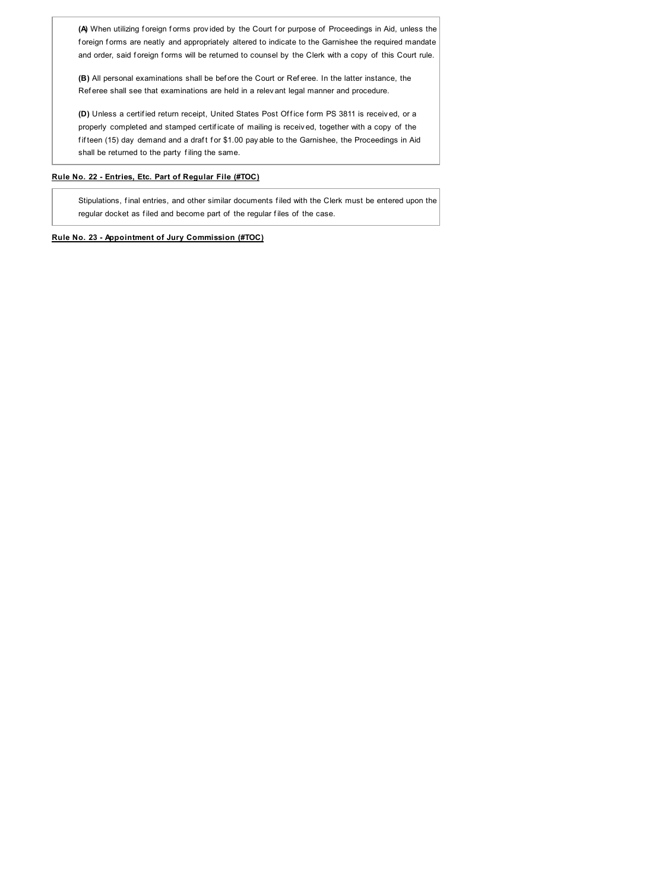**(A)** When utilizing foreign forms provided by the Court for purpose of Proceedings in Aid, unless the foreign forms are neatly and appropriately altered to indicate to the Garnishee the required mandate and order, said foreign forms will be returned to counsel by the Clerk with a copy of this Court rule.

**(B)** All personal examinations shall be before the Court or Referee. In the latter instance, the Referee shall see that examinations are held in a relevant legal manner and procedure.

**(D)** Unless a certified return receipt, United States Post Office form PS 3811 is received, or a properly completed and stamped certificate of mailing is received, together with a copy of the fifteen (15) day demand and a draft for $1.00 payable to the Garnishee, the Proceedings in Aid shall be returned to the party filing the same.

**Rule No. 22 - Entries, Etc. Part of Regular File (#TOC)**

Stipulations, final entries, and other similar documents filed with the Clerk must be entered upon the regular docket as filed and become part of the regular files of the case.

**Rule No. 23 - Appointment of Jury Commission (#TOC)**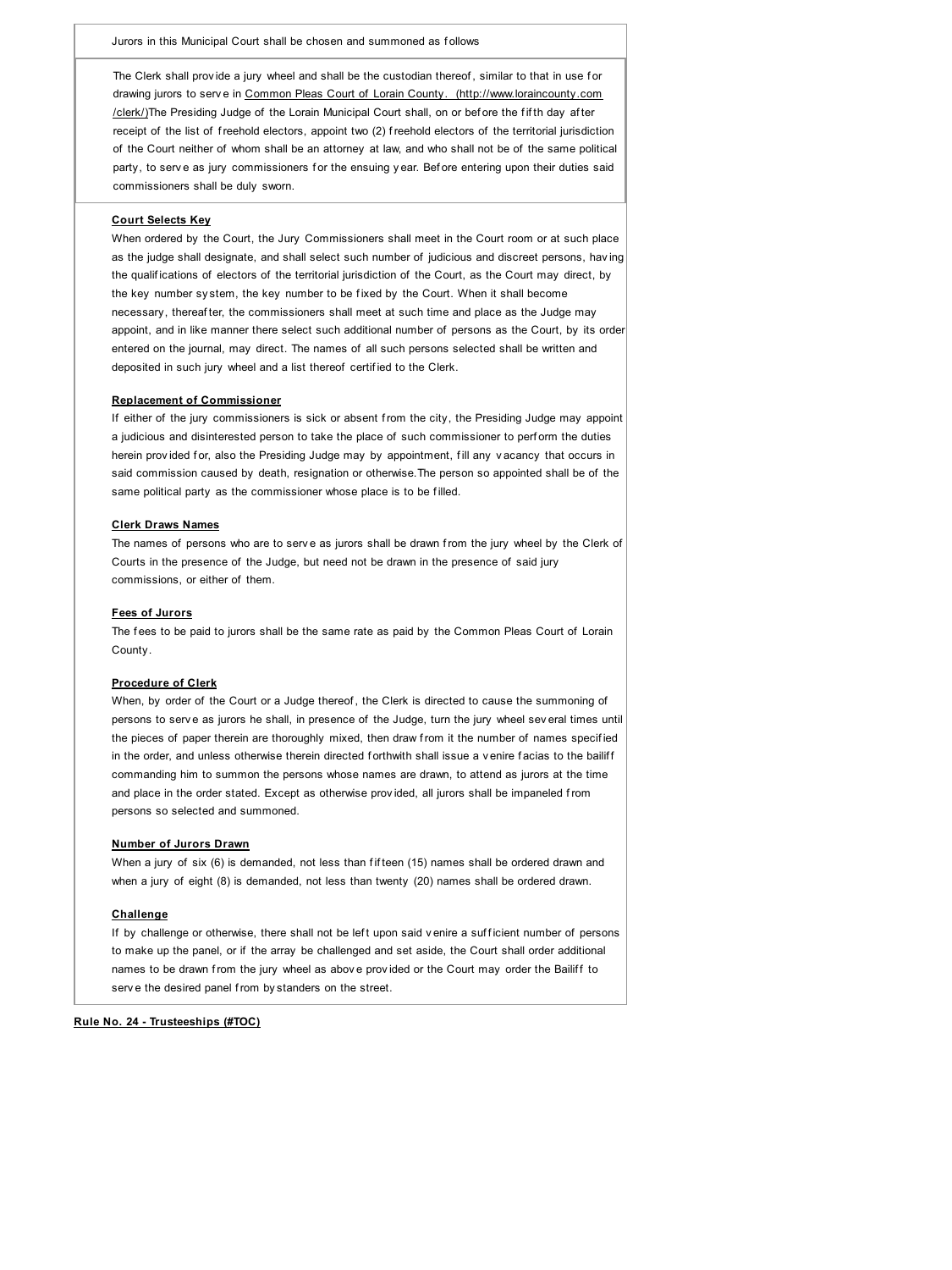Jurors in this Municipal Court shall be chosen and summoned as follows

The Clerk shall provide a jury wheel and shall be the custodian thereof, similar to that in use for drawing jurors to serve in Common Pleas Court of Lorain County. (http://www.loraincounty.com/clerk/)The Presiding Judge of the Lorain Municipal Court shall, on or before the fifth day after receipt of the list of freehold electors, appoint two (2) freehold electors of the territorial jurisdiction of the Court neither of whom shall be an attorney at law, and who shall not be of the same political party, to serve as jury commissioners for the ensuing year. Before entering upon their duties said commissioners shall be duly sworn.

**Court Selects Key**

When ordered by the Court, the Jury Commissioners shall meet in the Court room or at such place as the judge shall designate, and shall select such number of judicious and discreet persons, having the qualifications of electors of the territorial jurisdiction of the Court, as the Court may direct, by the key number system, the key number to be fixed by the Court. When it shall become necessary, thereafter, the commissioners shall meet at such time and place as the Judge may appoint, and in like manner there select such additional number of persons as the Court, by its order entered on the journal, may direct. The names of all such persons selected shall be written and deposited in such jury wheel and a list thereof certified to the Clerk.

**Replacement of Commissioner**

If either of the jury commissioners is sick or absent from the city, the Presiding Judge may appoint a judicious and disinterested person to take the place of such commissioner to perform the duties herein provided for, also the Presiding Judge may by appointment, fill any vacancy that occurs in said commission caused by death, resignation or otherwise.The person so appointed shall be of the same political party as the commissioner whose place is to be filled.

**Clerk Draws Names**

The names of persons who are to serve as jurors shall be drawn from the jury wheel by the Clerk of Courts in the presence of the Judge, but need not be drawn in the presence of said jury commissions, or either of them.

**Fees of Jurors**

The fees to be paid to jurors shall be the same rate as paid by the Common Pleas Court of Lorain County.

**Procedure of Clerk**

When, by order of the Court or a Judge thereof, the Clerk is directed to cause the summoning of persons to serve as jurors he shall, in presence of the Judge, turn the jury wheel several times until the pieces of paper therein are thoroughly mixed, then draw from it the number of names specified in the order, and unless otherwise therein directed forthwith shall issue a venire facias to the bailiff commanding him to summon the persons whose names are drawn, to attend as jurors at the time and place in the order stated. Except as otherwise provided, all jurors shall be impaneled from persons so selected and summoned.

**Number of Jurors Drawn**

When a jury of six (6) is demanded, not less than fifteen (15) names shall be ordered drawn and when a jury of eight (8) is demanded, not less than twenty (20) names shall be ordered drawn.

**Challenge**

If by challenge or otherwise, there shall not be left upon said venire a sufficient number of persons to make up the panel, or if the array be challenged and set aside, the Court shall order additional names to be drawn from the jury wheel as above provided or the Court may order the Bailiff to serve the desired panel from bystanders on the street.

**Rule No. 24 - Trusteeships (#TOC)**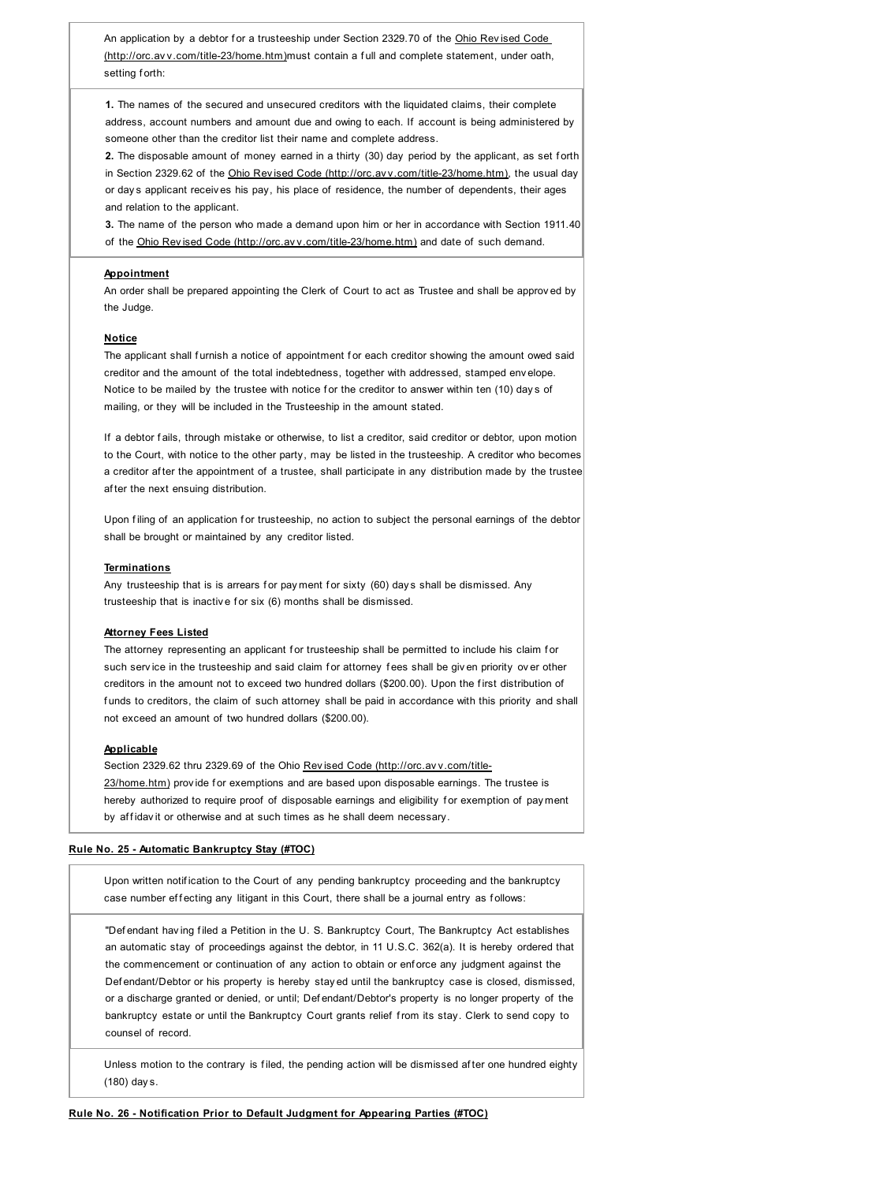An application by a debtor for a trusteeship under Section 2329.70 of the [Ohio Revised Code (http://orc.avv.com/title-23/home.htm)](http://orc.avv.com/title-23/home.htm)must contain a full and complete statement, under oath, setting forth:

**1.** The names of the secured and unsecured creditors with the liquidated claims, their complete address, account numbers and amount due and owing to each. If account is being administered by someone other than the creditor list their name and complete address.
**2.** The disposable amount of money earned in a thirty (30) day period by the applicant, as set forth in Section 2329.62 of the [Ohio Revised Code (http://orc.avv.com/title-23/home.htm)](http://orc.avv.com/title-23/home.htm), the usual day or days applicant receives his pay, his place of residence, the number of dependents, their ages and relation to the applicant.
**3.** The name of the person who made a demand upon him or her in accordance with Section 1911.40 of the [Ohio Revised Code (http://orc.avv.com/title-23/home.htm)](http://orc.avv.com/title-23/home.htm) and date of such demand.

**Appointment**

An order shall be prepared appointing the Clerk of Court to act as Trustee and shall be approved by the Judge.

**Notice**

The applicant shall furnish a notice of appointment for each creditor showing the amount owed said creditor and the amount of the total indebtedness, together with addressed, stamped envelope. Notice to be mailed by the trustee with notice for the creditor to answer within ten (10) days of mailing, or they will be included in the Trusteeship in the amount stated.

If a debtor fails, through mistake or otherwise, to list a creditor, said creditor or debtor, upon motion to the Court, with notice to the other party, may be listed in the trusteeship. A creditor who becomes a creditor after the appointment of a trustee, shall participate in any distribution made by the trustee after the next ensuing distribution.

Upon filing of an application for trusteeship, no action to subject the personal earnings of the debtor shall be brought or maintained by any creditor listed.

**Terminations**

Any trusteeship that is is arrears for payment for sixty (60) days shall be dismissed. Any trusteeship that is inactive for six (6) months shall be dismissed.

**Attorney Fees Listed**

The attorney representing an applicant for trusteeship shall be permitted to include his claim for such service in the trusteeship and said claim for attorney fees shall be given priority over other creditors in the amount not to exceed two hundred dollars ($200.00). Upon the first distribution of funds to creditors, the claim of such attorney shall be paid in accordance with this priority and shall not exceed an amount of two hundred dollars ($200.00).

**Applicable**

Section 2329.62 thru 2329.69 of the Ohio [Revised Code (http://orc.avv.com/title-23/home.htm)](http://orc.avv.com/title-23/home.htm) provide for exemptions and are based upon disposable earnings. The trustee is hereby authorized to require proof of disposable earnings and eligibility for exemption of payment by affidavit or otherwise and at such times as he shall deem necessary.

## Rule No. 25 - Automatic Bankruptcy Stay (#TOC)

Upon written notification to the Court of any pending bankruptcy proceeding and the bankruptcy case number effecting any litigant in this Court, there shall be a journal entry as follows:

"Defendant having filed a Petition in the U. S. Bankruptcy Court, The Bankruptcy Act establishes an automatic stay of proceedings against the debtor, in 11 U.S.C. 362(a). It is hereby ordered that the commencement or continuation of any action to obtain or enforce any judgment against the Defendant/Debtor or his property is hereby stayed until the bankruptcy case is closed, dismissed, or a discharge granted or denied, or until; Defendant/Debtor's property is no longer property of the bankruptcy estate or until the Bankruptcy Court grants relief from its stay. Clerk to send copy to counsel of record.

Unless motion to the contrary is filed, the pending action will be dismissed after one hundred eighty (180) days.

## Rule No. 26 - Notification Prior to Default Judgment for Appearing Parties (#TOC)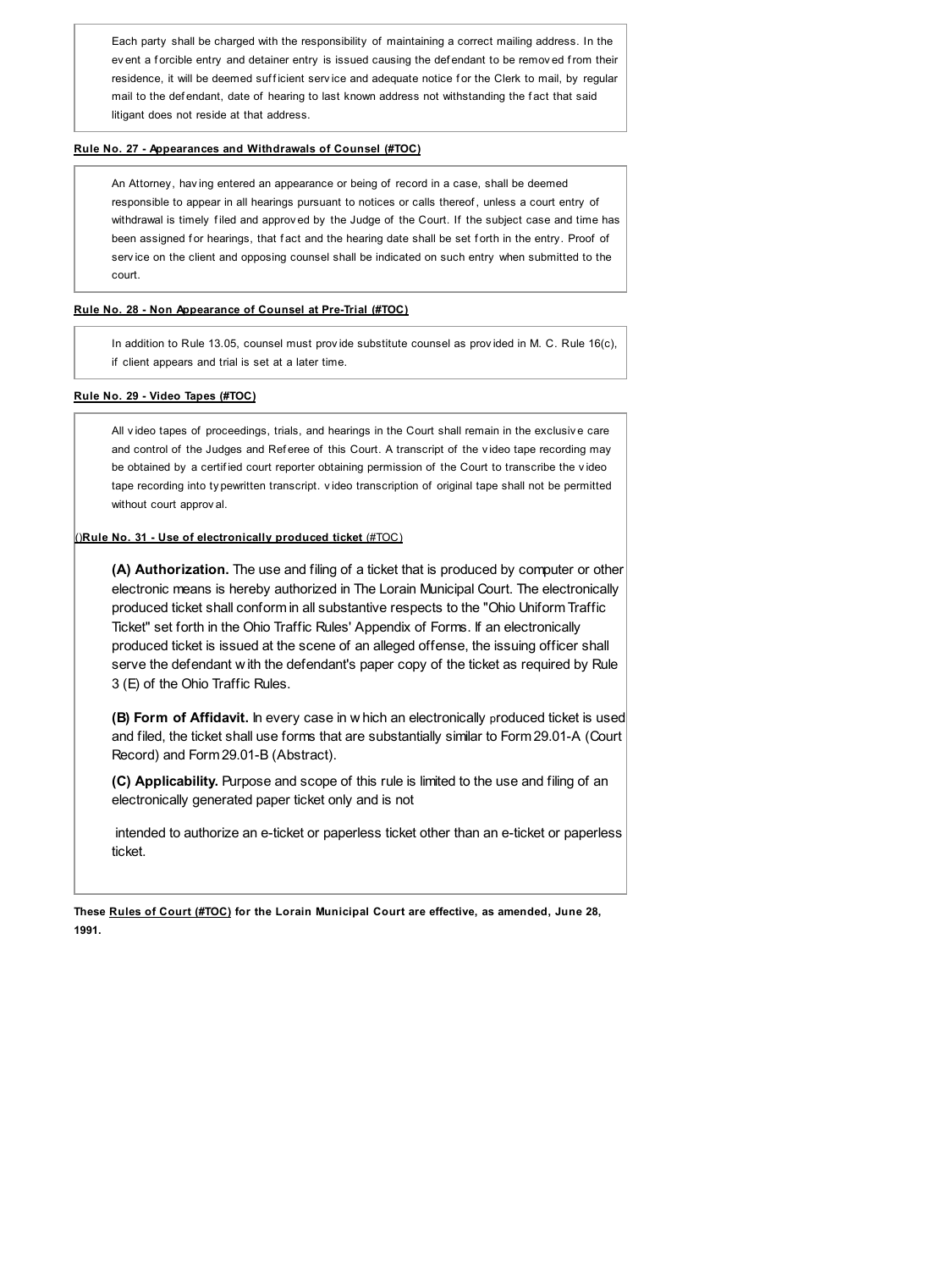Each party shall be charged with the responsibility of maintaining a correct mailing address. In the event a forcible entry and detainer entry is issued causing the defendant to be removed from their residence, it will be deemed sufficient service and adequate notice for the Clerk to mail, by regular mail to the defendant, date of hearing to last known address not withstanding the fact that said litigant does not reside at that address.

**Rule No. 27 - Appearances and Withdrawals of Counsel (#TOC)**

An Attorney, having entered an appearance or being of record in a case, shall be deemed responsible to appear in all hearings pursuant to notices or calls thereof, unless a court entry of withdrawal is timely filed and approved by the Judge of the Court. If the subject case and time has been assigned for hearings, that fact and the hearing date shall be set forth in the entry. Proof of service on the client and opposing counsel shall be indicated on such entry when submitted to the court.

**Rule No. 28 - Non Appearance of Counsel at Pre-Trial (#TOC)**

In addition to Rule 13.05, counsel must provide substitute counsel as provided in M. C. Rule 16(c), if client appears and trial is set at a later time.

**Rule No. 29 - Video Tapes (#TOC)**

All video tapes of proceedings, trials, and hearings in the Court shall remain in the exclusive care and control of the Judges and Referee of this Court. A transcript of the video tape recording may be obtained by a certified court reporter obtaining permission of the Court to transcribe the video tape recording into typewritten transcript. video transcription of original tape shall not be permitted without court approval.

()**Rule No. 31 - Use of electronically produced ticket** (#TOC)

**(A) Authorization.** The use and filing of a ticket that is produced by computer or other electronic means is hereby authorized in The Lorain Municipal Court. The electronically produced ticket shall conform in all substantive respects to the "Ohio Uniform Traffic Ticket" set forth in the Ohio Traffic Rules' Appendix of Forms. If an electronically produced ticket is issued at the scene of an alleged offense, the issuing officer shall serve the defendant with the defendant's paper copy of the ticket as required by Rule 3 (E) of the Ohio Traffic Rules.

**(B) Form of Affidavit.** In every case in which an electronically produced ticket is used and filed, the ticket shall use forms that are substantially similar to Form 29.01-A (Court Record) and Form 29.01-B (Abstract).

**(C) Applicability.** Purpose and scope of this rule is limited to the use and filing of an electronically generated paper ticket only and is not

intended to authorize an e-ticket or paperless ticket other than an e-ticket or paperless ticket.

**These Rules of Court (#TOC) for the Lorain Municipal Court are effective, as amended, June 28, 1991.**